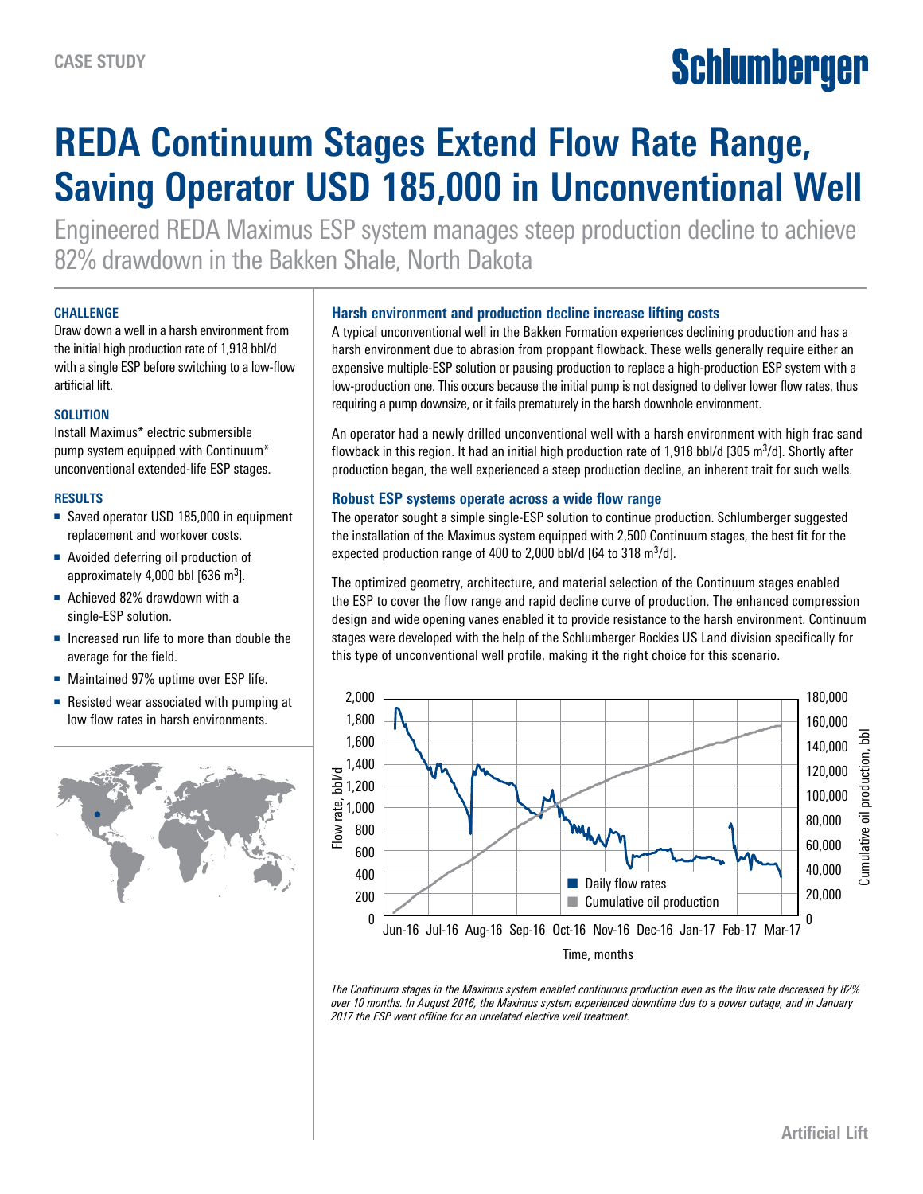CASE STUDY

# REDA Continuum Stages Extend Flow Rate Range, Saving Operator USD 185,000 in Unconventional Well

Engineered REDA Maximus ESP system manages steep production decline to achieve 82% drawdown in the Bakken Shale, North Dakota

### CHALLENGE

Draw down a well in a harsh environment from the initial high production rate of 1,918 bbl/d with a single ESP before switching to a low-flow artificial lift.

### SOLUTION

Install Maximus* electric submersible pump system equipped with Continuum* unconventional extended-life ESP stages.

### RESULTS

- Saved operator USD 185,000 in equipment replacement and workover costs.
- Avoided deferring oil production of approximately 4,000 bbl [636 $m^3$].
- Achieved 82% drawdown with a single-ESP solution.
- Increased run life to more than double the average for the field.
- Maintained 97% uptime over ESP life.
- Resisted wear associated with pumping at low flow rates in harsh environments.

## Harsh environment and production decline increase lifting costs

A typical unconventional well in the Bakken Formation experiences declining production and has a harsh environment due to abrasion from proppant flowback. These wells generally require either an expensive multiple-ESP solution or pausing production to replace a high-production ESP system with a low-production one. This occurs because the initial pump is not designed to deliver lower flow rates, thus requiring a pump downsize, or it fails prematurely in the harsh downhole environment.

An operator had a newly drilled unconventional well with a harsh environment with high frac sand flowback in this region. It had an initial high production rate of 1,918 bbl/d [305 $m^3$/d]. Shortly after production began, the well experienced a steep production decline, an inherent trait for such wells.

## Robust ESP systems operate across a wide flow range

The operator sought a simple single-ESP solution to continue production. Schlumberger suggested the installation of the Maximus system equipped with 2,500 Continuum stages, the best fit for the expected production range of 400 to 2,000 bbl/d [64 to 318 $m^3$/d].

The optimized geometry, architecture, and material selection of the Continuum stages enabled the ESP to cover the flow range and rapid decline curve of production. The enhanced compression design and wide opening vanes enabled it to provide resistance to the harsh environment. Continuum stages were developed with the help of the Schlumberger Rockies US Land division specifically for this type of unconventional well profile, making it the right choice for this scenario.

*The Continuum stages in the Maximus system enabled continuous production even as the flow rate decreased by 82% over 10 months. In August 2016, the Maximus system experienced downtime due to a power outage, and in January 2017 the ESP went offline for an unrelated elective well treatment.*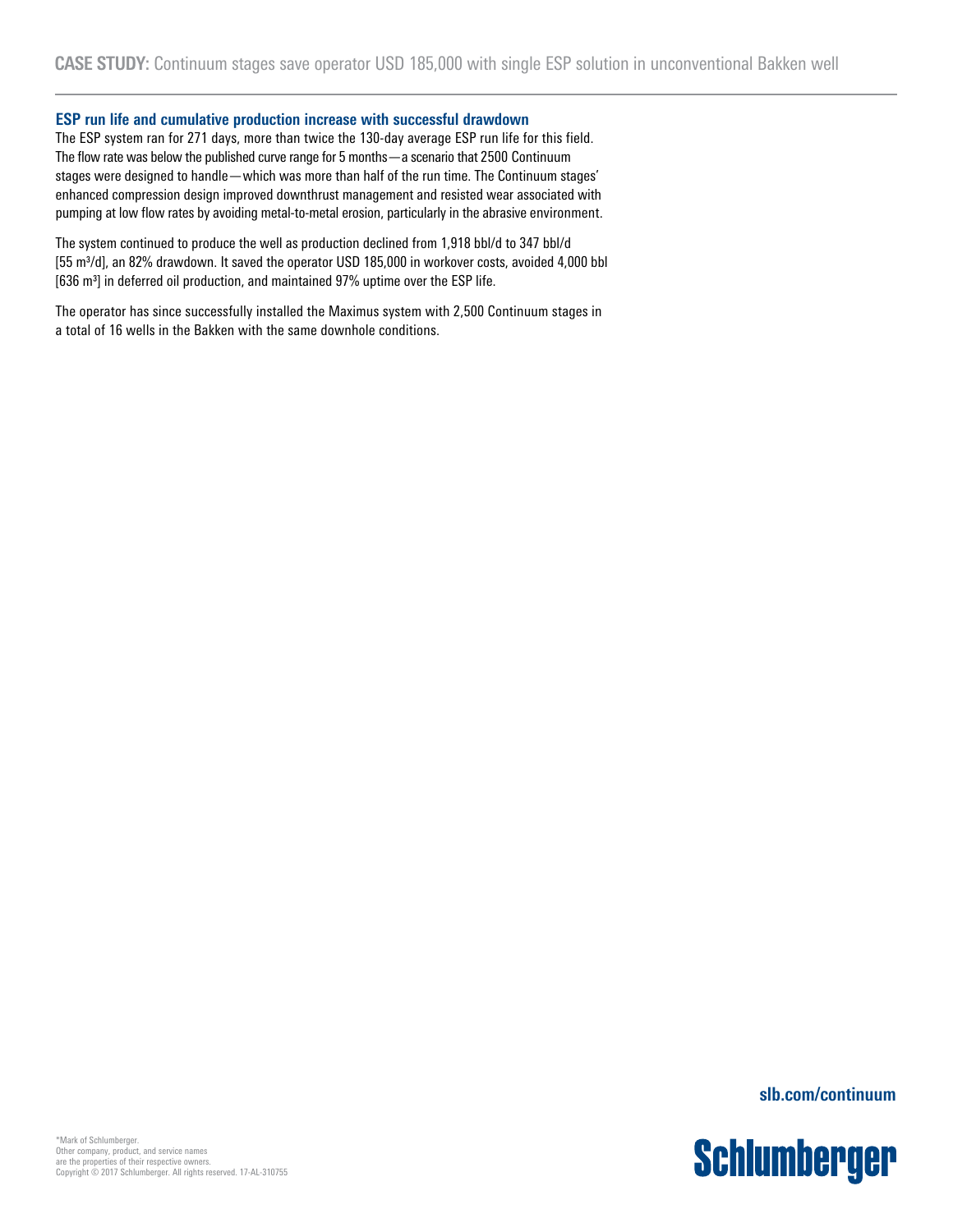## ESP run life and cumulative production increase with successful drawdown

The ESP system ran for 271 days, more than twice the 130-day average ESP run life for this field. The flow rate was below the published curve range for 5 months—a scenario that 2500 Continuum stages were designed to handle—which was more than half of the run time. The Continuum stages' enhanced compression design improved downthrust management and resisted wear associated with pumping at low flow rates by avoiding metal-to-metal erosion, particularly in the abrasive environment.

The system continued to produce the well as production declined from 1,918 bbl/d to 347 bbl/d [55 $m^3$/d], an 82% drawdown. It saved the operator USD 185,000 in workover costs, avoided 4,000 bbl [636 $m^3$] in deferred oil production, and maintained 97% uptime over the ESP life.

The operator has since successfully installed the Maximus system with 2,500 Continuum stages in a total of 16 wells in the Bakken with the same downhole conditions.

**slb.com/continuum**

*Mark of Schlumberger.
Other company, product, and service names are the properties of their respective owners.
Copyright © 2017 Schlumberger. All rights reserved. 17-AL-310755

**Schlumberger**